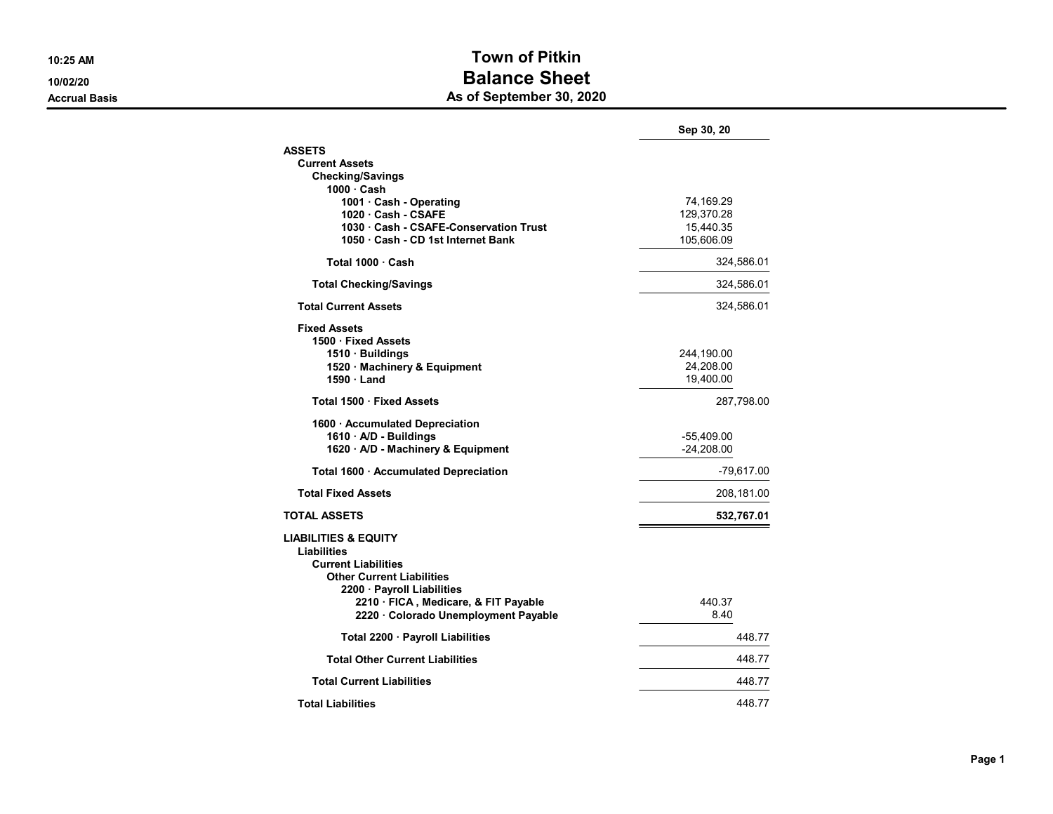10:25 AM
10/02/20
Accrual Basis

# Town of Pitkin
## Balance Sheet
### As of September 30, 2020

| | | Sep 30, 20 |
|---|---|---|
| **ASSETS** | | |
| **Current Assets** | | |
| **Checking/Savings** | | |
| **1000 · Cash** | | |
| **1001 · Cash - Operating** | 74,169.29 | |
| **1020 · Cash - CSAFE** | 129,370.28 | |
| **1030 · Cash - CSAFE-Conservation Trust** | 15,440.35 | |
| **1050 · Cash - CD 1st Internet Bank** | 105,606.09 | |
| **Total 1000 · Cash** | | 324,586.01 |
| **Total Checking/Savings** | | 324,586.01 |
| **Total Current Assets** | | 324,586.01 |
| **Fixed Assets** | | |
| **1500 · Fixed Assets** | | |
| **1510 · Buildings** | 244,190.00 | |
| **1520 · Machinery & Equipment** | 24,208.00 | |
| **1590 · Land** | 19,400.00 | |
| **Total 1500 · Fixed Assets** | | 287,798.00 |
| **1600 · Accumulated Depreciation** | | |
| **1610 · A/D - Buildings** | -55,409.00 | |
| **1620 · A/D - Machinery & Equipment** | -24,208.00 | |
| **Total 1600 · Accumulated Depreciation** | | -79,617.00 |
| **Total Fixed Assets** | | 208,181.00 |
| **TOTAL ASSETS** | | **532,767.01** |
| **LIABILITIES & EQUITY** | | |
| **Liabilities** | | |
| **Current Liabilities** | | |
| **Other Current Liabilities** | | |
| **2200 · Payroll Liabilities** | | |
| **2210 · FICA , Medicare, & FIT Payable** | 440.37 | |
| **2220 · Colorado Unemployment Payable** | 8.40 | |
| **Total 2200 · Payroll Liabilities** | | 448.77 |
| **Total Other Current Liabilities** | | 448.77 |
| **Total Current Liabilities** | | 448.77 |
| **Total Liabilities** | | 448.77 |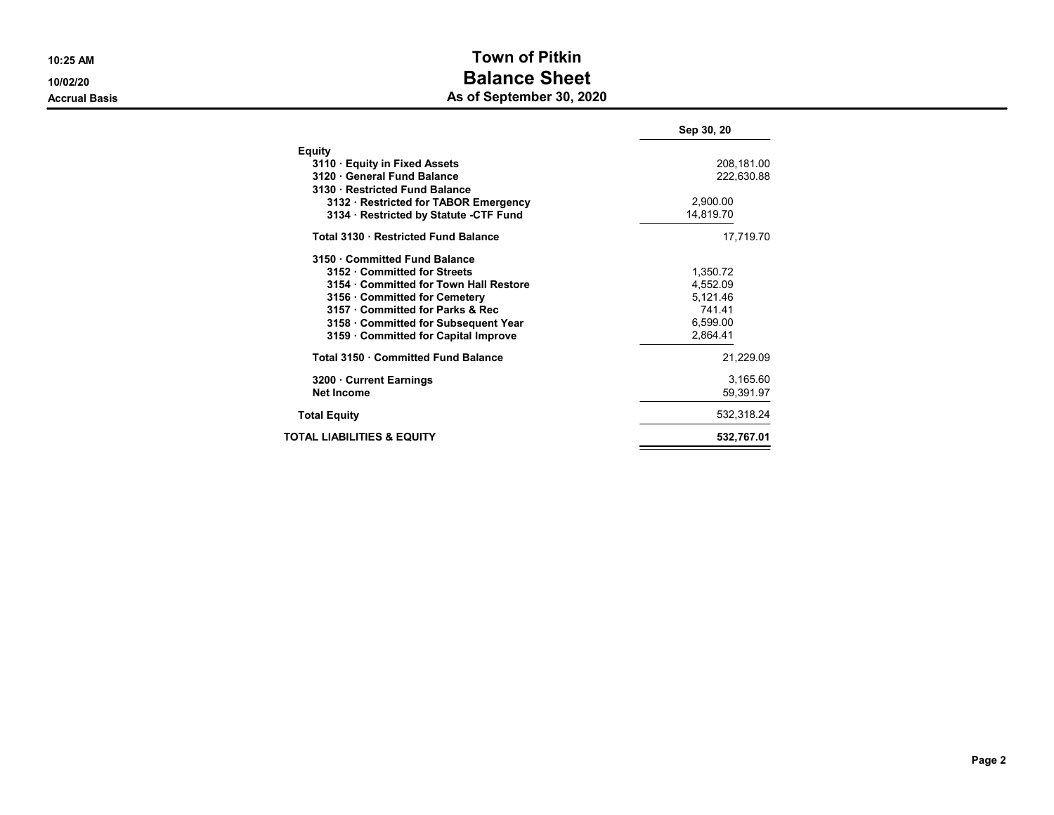# Town of Pitkin

## Balance Sheet

### As of September 30, 2020

Accrual Basis

| | | Sep 30, 20 |
|---|---|---|
| **Equity** | | |
| **3110 · Equity in Fixed Assets** | | 208,181.00 |
| **3120 · General Fund Balance** | | 222,630.88 |
| **3130 · Restricted Fund Balance** | | |
| **3132 · Restricted for TABOR Emergency** | 2,900.00 | |
| **3134 · Restricted by Statute -CTF Fund** | 14,819.70 | |
| **Total 3130 · Restricted Fund Balance** | | 17,719.70 |
| **3150 · Committed Fund Balance** | | |
| **3152 · Committed for Streets** | 1,350.72 | |
| **3154 · Committed for Town Hall Restore** | 4,552.09 | |
| **3156 · Committed for Cemetery** | 5,121.46 | |
| **3157 · Committed for Parks & Rec** | 741.41 | |
| **3158 · Committed for Subsequent Year** | 6,599.00 | |
| **3159 · Committed for Capital Improve** | 2,864.41 | |
| **Total 3150 · Committed Fund Balance** | | 21,229.09 |
| **3200 · Current Earnings** | | 3,165.60 |
| **Net Income** | | 59,391.97 |
| **Total Equity** | | 532,318.24 |
| **TOTAL LIABILITIES & EQUITY** | | **532,767.01** |